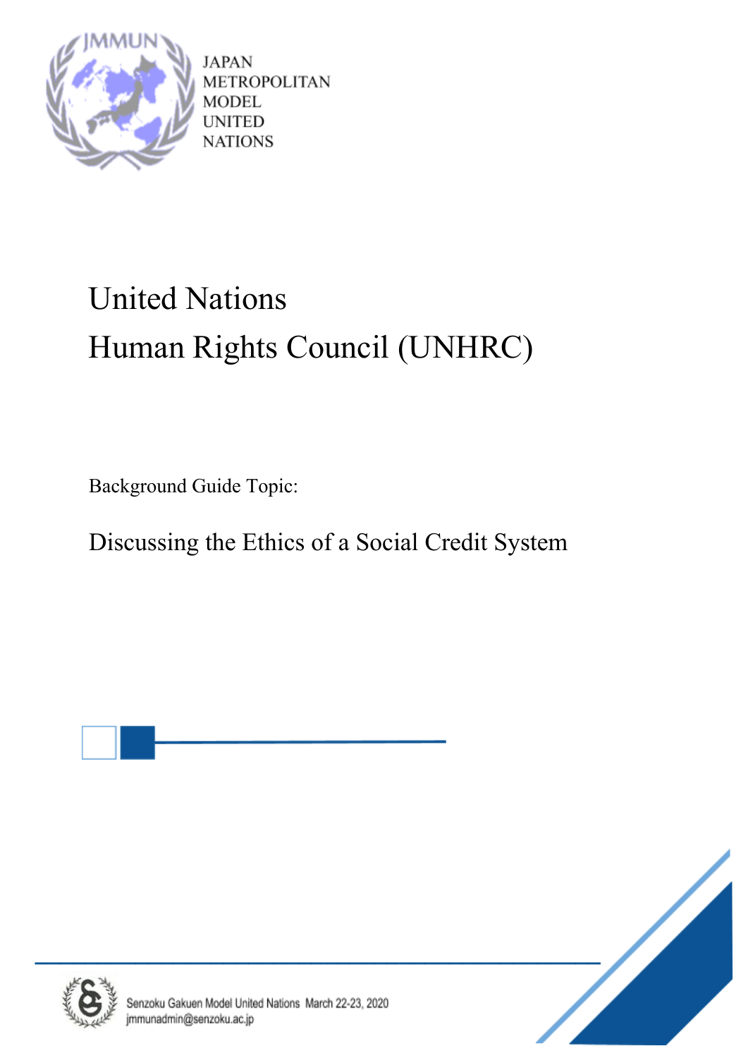JAPAN METROPOLITAN MODEL UNITED NATIONS

# United Nations Human Rights Council (UNHRC)

Background Guide Topic:

## Discussing the Ethics of a Social Credit System

Senzoku Gakuen Model United Nations March 22-23, 2020
jmmunadmin@senzoku.ac.jp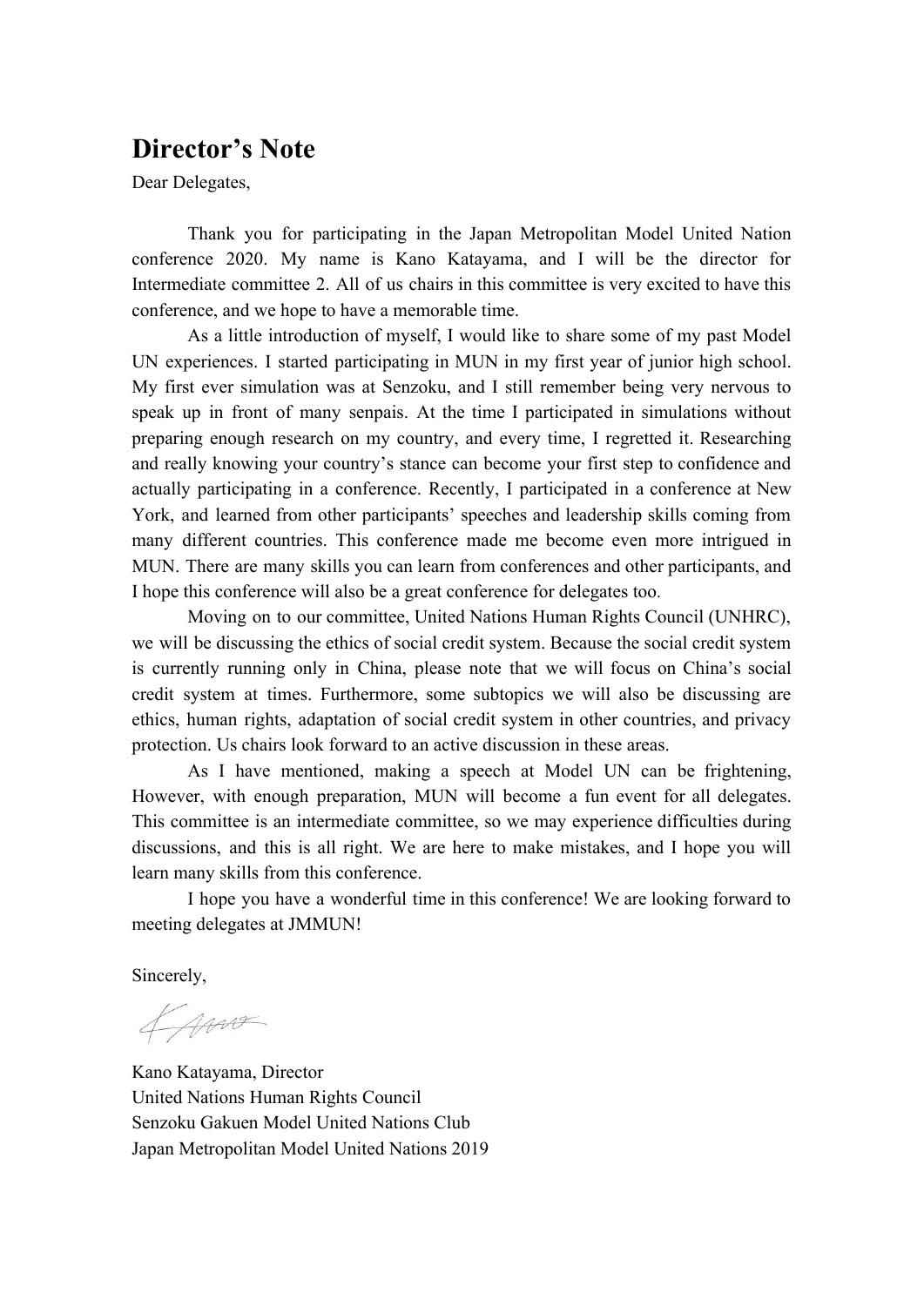# Director's Note

Dear Delegates,

Thank you for participating in the Japan Metropolitan Model United Nation conference 2020. My name is Kano Katayama, and I will be the director for Intermediate committee 2. All of us chairs in this committee is very excited to have this conference, and we hope to have a memorable time.

As a little introduction of myself, I would like to share some of my past Model UN experiences. I started participating in MUN in my first year of junior high school. My first ever simulation was at Senzoku, and I still remember being very nervous to speak up in front of many senpais. At the time I participated in simulations without preparing enough research on my country, and every time, I regretted it. Researching and really knowing your country's stance can become your first step to confidence and actually participating in a conference. Recently, I participated in a conference at New York, and learned from other participants' speeches and leadership skills coming from many different countries. This conference made me become even more intrigued in MUN. There are many skills you can learn from conferences and other participants, and I hope this conference will also be a great conference for delegates too.

Moving on to our committee, United Nations Human Rights Council (UNHRC), we will be discussing the ethics of social credit system. Because the social credit system is currently running only in China, please note that we will focus on China's social credit system at times. Furthermore, some subtopics we will also be discussing are ethics, human rights, adaptation of social credit system in other countries, and privacy protection. Us chairs look forward to an active discussion in these areas.

As I have mentioned, making a speech at Model UN can be frightening, However, with enough preparation, MUN will become a fun event for all delegates. This committee is an intermediate committee, so we may experience difficulties during discussions, and this is all right. We are here to make mistakes, and I hope you will learn many skills from this conference.

I hope you have a wonderful time in this conference! We are looking forward to meeting delegates at JMMUN!

Sincerely,

Kano Katayama, Director
United Nations Human Rights Council
Senzoku Gakuen Model United Nations Club
Japan Metropolitan Model United Nations 2019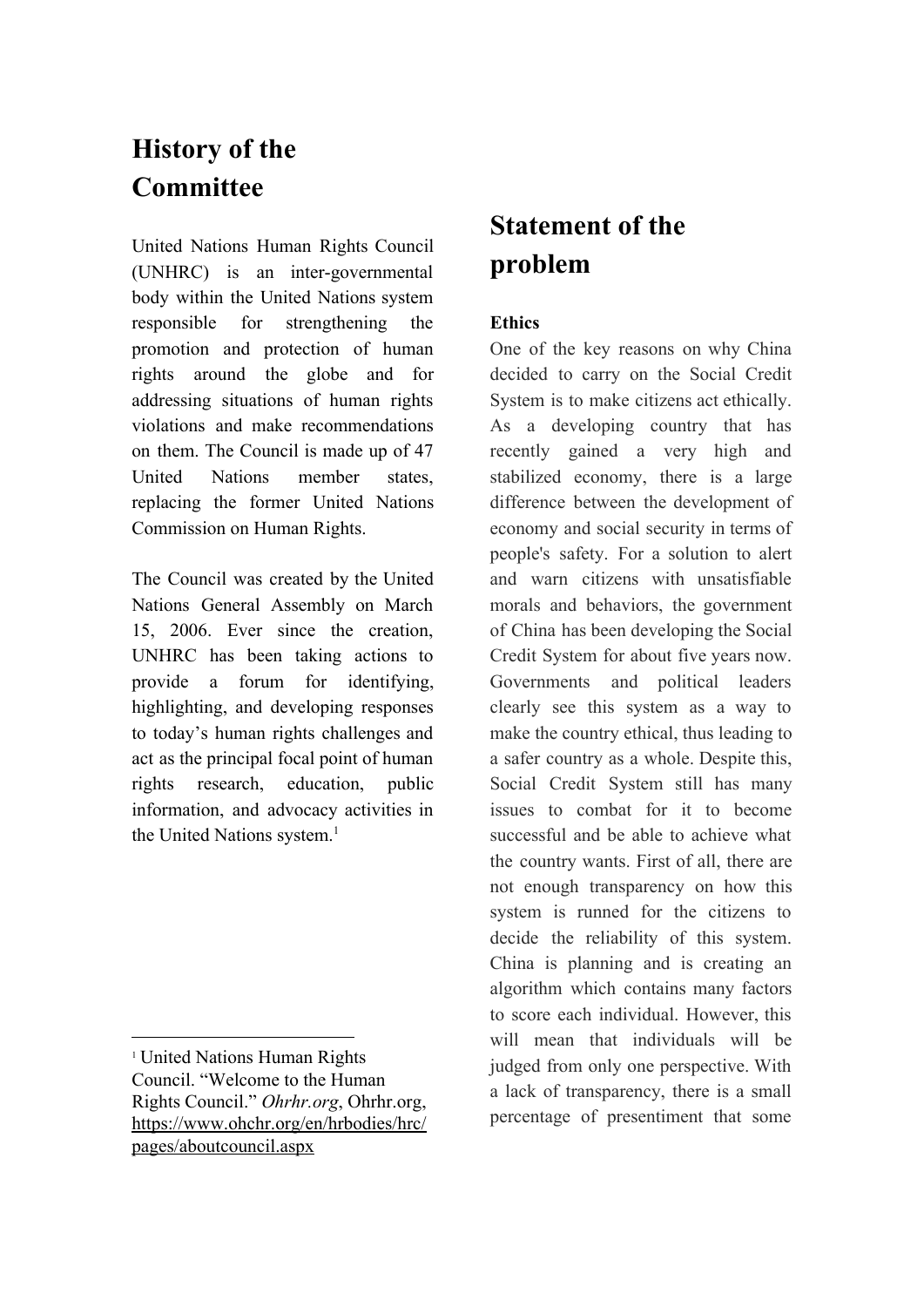# History of the Committee

United Nations Human Rights Council (UNHRC) is an inter-governmental body within the United Nations system responsible for strengthening the promotion and protection of human rights around the globe and for addressing situations of human rights violations and make recommendations on them. The Council is made up of 47 United Nations member states, replacing the former United Nations Commission on Human Rights.

The Council was created by the United Nations General Assembly on March 15, 2006. Ever since the creation, UNHRC has been taking actions to provide a forum for identifying, highlighting, and developing responses to today's human rights challenges and act as the principal focal point of human rights research, education, public information, and advocacy activities in the United Nations system.[1]

[1] United Nations Human Rights Council. "Welcome to the Human Rights Council." *Ohrhr.org*, Ohrhr.org, https://www.ohchr.org/en/hrbodies/hrc/pages/aboutcouncil.aspx

# Statement of the problem

**Ethics**

One of the key reasons on why China decided to carry on the Social Credit System is to make citizens act ethically. As a developing country that has recently gained a very high and stabilized economy, there is a large difference between the development of economy and social security in terms of people's safety. For a solution to alert and warn citizens with unsatisfiable morals and behaviors, the government of China has been developing the Social Credit System for about five years now. Governments and political leaders clearly see this system as a way to make the country ethical, thus leading to a safer country as a whole. Despite this, Social Credit System still has many issues to combat for it to become successful and be able to achieve what the country wants. First of all, there are not enough transparency on how this system is runned for the citizens to decide the reliability of this system. China is planning and is creating an algorithm which contains many factors to score each individual. However, this will mean that individuals will be judged from only one perspective. With a lack of transparency, there is a small percentage of presentiment that some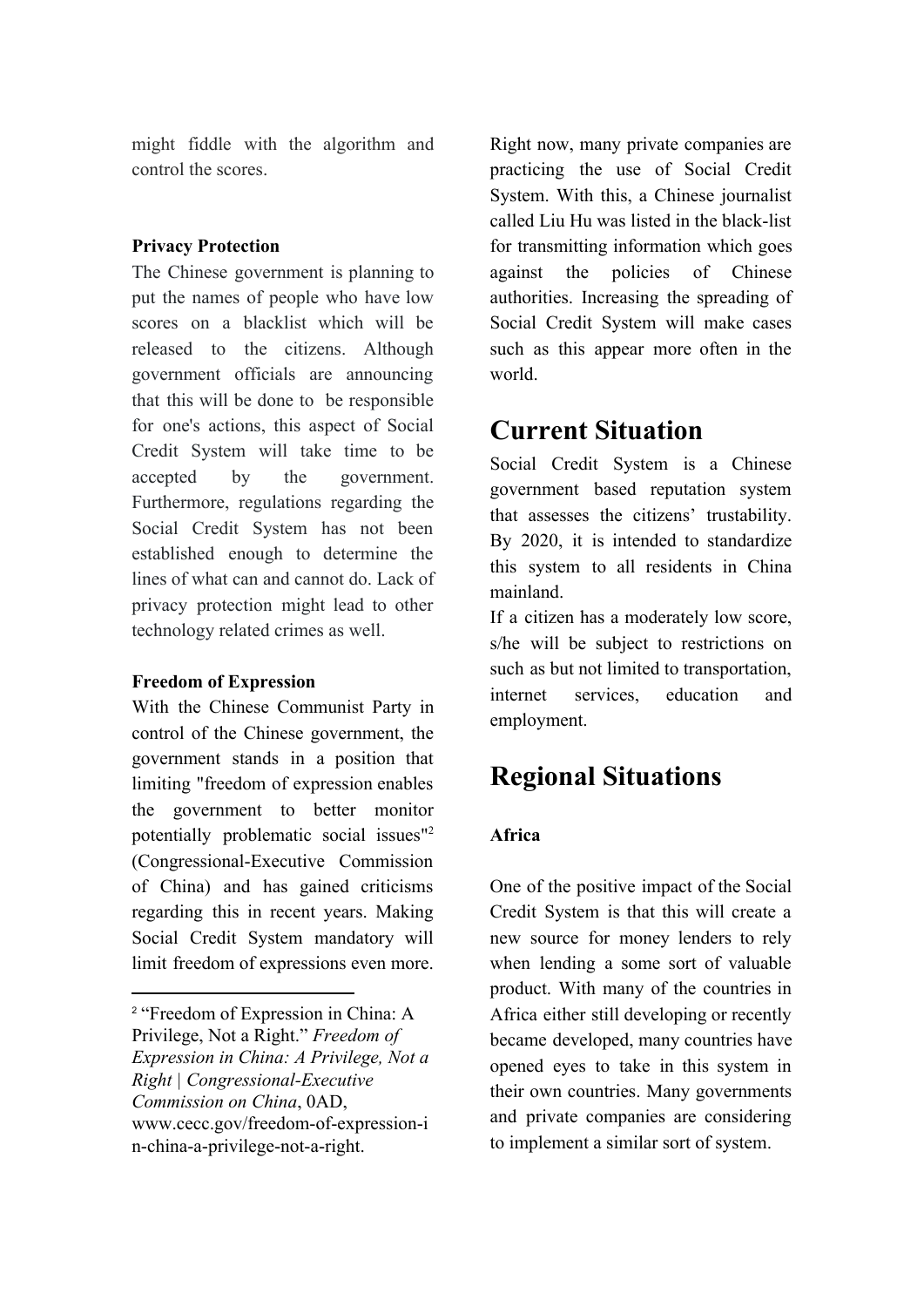might fiddle with the algorithm and control the scores.

**Privacy Protection**

The Chinese government is planning to put the names of people who have low scores on a blacklist which will be released to the citizens. Although government officials are announcing that this will be done to be responsible for one's actions, this aspect of Social Credit System will take time to be accepted by the government. Furthermore, regulations regarding the Social Credit System has not been established enough to determine the lines of what can and cannot do. Lack of privacy protection might lead to other technology related crimes as well.

**Freedom of Expression**

With the Chinese Communist Party in control of the Chinese government, the government stands in a position that limiting "freedom of expression enables the government to better monitor potentially problematic social issues"[2] (Congressional-Executive Commission of China) and has gained criticisms regarding this in recent years. Making Social Credit System mandatory will limit freedom of expressions even more.

[2] "Freedom of Expression in China: A Privilege, Not a Right." *Freedom of Expression in China: A Privilege, Not a Right | Congressional-Executive Commission on China*, 0AD, www.cecc.gov/freedom-of-expression-in-china-a-privilege-not-a-right.

Right now, many private companies are practicing the use of Social Credit System. With this, a Chinese journalist called Liu Hu was listed in the black-list for transmitting information which goes against the policies of Chinese authorities. Increasing the spreading of Social Credit System will make cases such as this appear more often in the world.

# Current Situation

Social Credit System is a Chinese government based reputation system that assesses the citizens' trustability. By 2020, it is intended to standardize this system to all residents in China mainland.

If a citizen has a moderately low score, s/he will be subject to restrictions on such as but not limited to transportation, internet services, education and employment.

# Regional Situations

**Africa**

One of the positive impact of the Social Credit System is that this will create a new source for money lenders to rely when lending a some sort of valuable product. With many of the countries in Africa either still developing or recently became developed, many countries have opened eyes to take in this system in their own countries. Many governments and private companies are considering to implement a similar sort of system.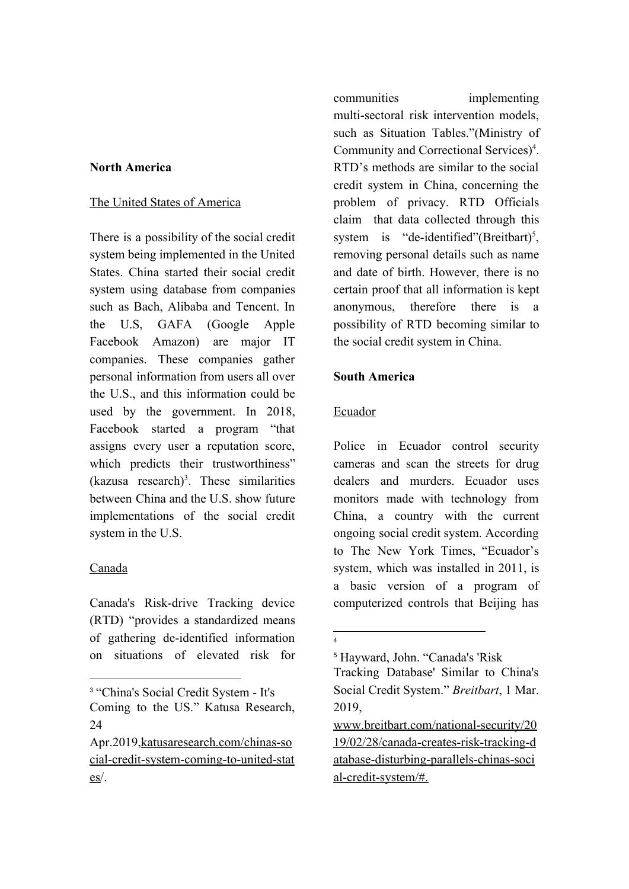**North America**

The United States of America

There is a possibility of the social credit system being implemented in the United States. China started their social credit system using database from companies such as Bach, Alibaba and Tencent. In the U.S, GAFA (Google Apple Facebook Amazon) are major IT companies. These companies gather personal information from users all over the U.S., and this information could be used by the government. In 2018, Facebook started a program "that assigns every user a reputation score, which predicts their trustworthiness" (kazusa research)[3]. These similarities between China and the U.S. show future implementations of the social credit system in the U.S.

Canada

Canada's Risk-drive Tracking device (RTD) "provides a standardized means of gathering de-identified information on situations of elevated risk for communities implementing multi-sectoral risk intervention models, such as Situation Tables."(Ministry of Community and Correctional Services)[4]. RTD's methods are similar to the social credit system in China, concerning the problem of privacy. RTD Officials claim that data collected through this system is "de-identified"(Breitbart)[5], removing personal details such as name and date of birth. However, there is no certain proof that all information is kept anonymous, therefore there is a possibility of RTD becoming similar to the social credit system in China.

**South America**

Ecuador

Police in Ecuador control security cameras and scan the streets for drug dealers and murders. Ecuador uses monitors made with technology from China, a country with the current ongoing social credit system. According to The New York Times, "Ecuador's system, which was installed in 2011, is a basic version of a program of computerized controls that Beijing has

---

[3] "China's Social Credit System - It's Coming to the US." Katusa Research, 24 Apr.2019,katusaresearch.com/chinas-social-credit-system-coming-to-united-states/.

[4]

[5] Hayward, John. "Canada's 'Risk Tracking Database' Similar to China's Social Credit System." *Breitbart*, 1 Mar. 2019, www.breitbart.com/national-security/2019/02/28/canada-creates-risk-tracking-database-disturbing-parallels-chinas-social-credit-system/#.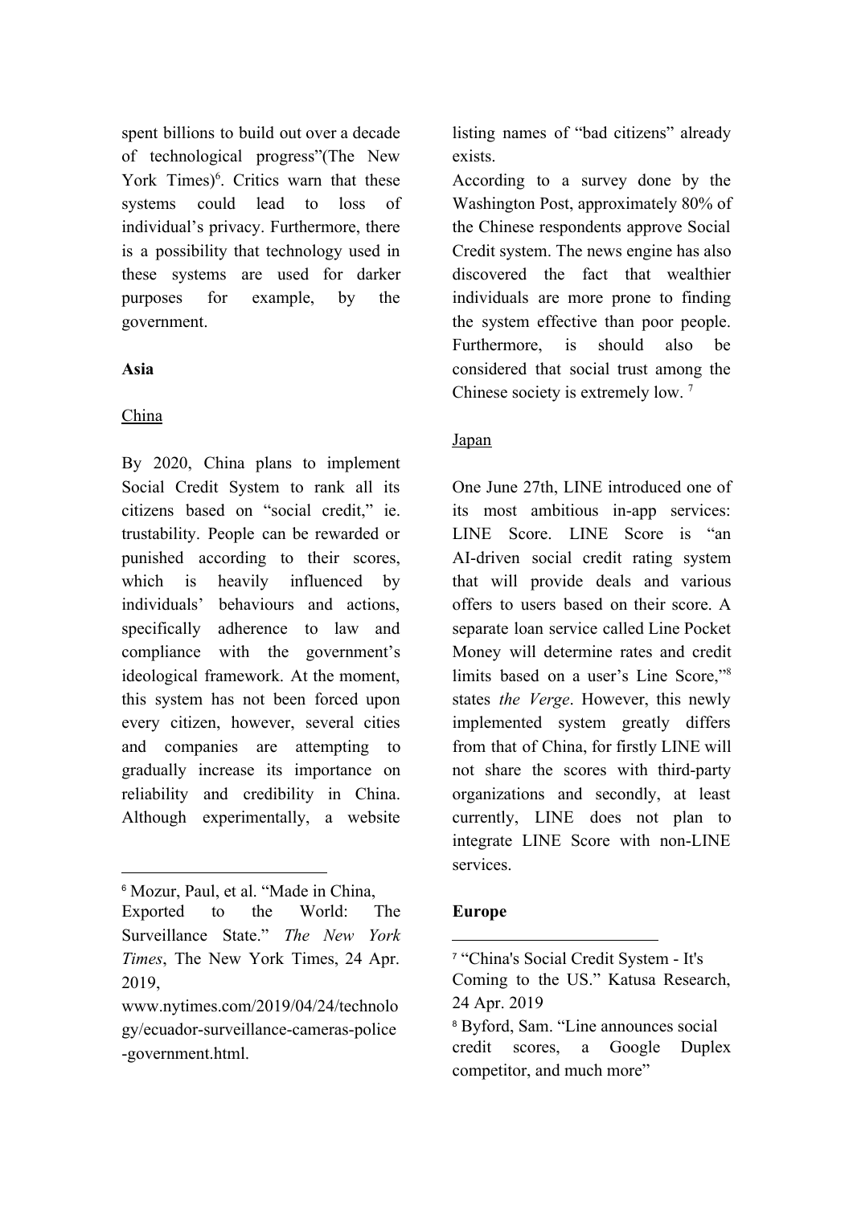spent billions to build out over a decade of technological progress"(The New York Times)[6]. Critics warn that these systems could lead to loss of individual's privacy. Furthermore, there is a possibility that technology used in these systems are used for darker purposes for example, by the government.

**Asia**

China

By 2020, China plans to implement Social Credit System to rank all its citizens based on "social credit," ie. trustability. People can be rewarded or punished according to their scores, which is heavily influenced by individuals' behaviours and actions, specifically adherence to law and compliance with the government's ideological framework. At the moment, this system has not been forced upon every citizen, however, several cities and companies are attempting to gradually increase its importance on reliability and credibility in China. Although experimentally, a website listing names of "bad citizens" already exists.

According to a survey done by the Washington Post, approximately 80% of the Chinese respondents approve Social Credit system. The news engine has also discovered the fact that wealthier individuals are more prone to finding the system effective than poor people. Furthermore, is should also be considered that social trust among the Chinese society is extremely low. [7]

Japan

One June 27th, LINE introduced one of its most ambitious in-app services: LINE Score. LINE Score is "an AI-driven social credit rating system that will provide deals and various offers to users based on their score. A separate loan service called Line Pocket Money will determine rates and credit limits based on a user's Line Score,"[8] states *the Verge*. However, this newly implemented system greatly differs from that of China, for firstly LINE will not share the scores with third-party organizations and secondly, at least currently, LINE does not plan to integrate LINE Score with non-LINE services.

**Europe**

---

[6] Mozur, Paul, et al. "Made in China, Exported to the World: The Surveillance State." *The New York Times*, The New York Times, 24 Apr. 2019, www.nytimes.com/2019/04/24/technology/ecuador-surveillance-cameras-police-government.html.

[7] "China's Social Credit System - It's Coming to the US." Katusa Research, 24 Apr. 2019

[8] Byford, Sam. "Line announces social credit scores, a Google Duplex competitor, and much more"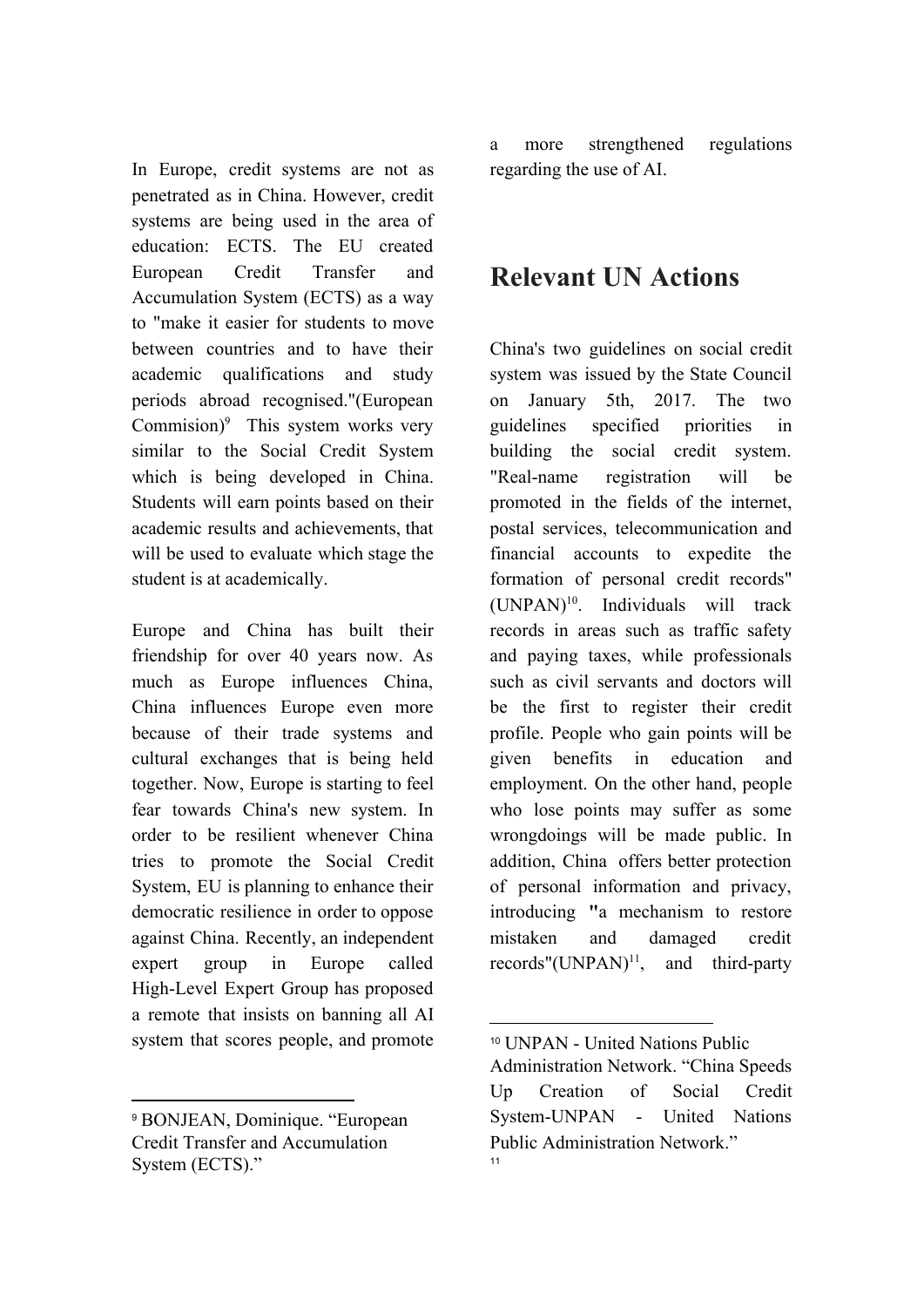In Europe, credit systems are not as penetrated as in China. However, credit systems are being used in the area of education: ECTS. The EU created European Credit Transfer and Accumulation System (ECTS) as a way to "make it easier for students to move between countries and to have their academic qualifications and study periods abroad recognised."(European Commision)[9] This system works very similar to the Social Credit System which is being developed in China. Students will earn points based on their academic results and achievements, that will be used to evaluate which stage the student is at academically.

Europe and China has built their friendship for over 40 years now. As much as Europe influences China, China influences Europe even more because of their trade systems and cultural exchanges that is being held together. Now, Europe is starting to feel fear towards China's new system. In order to be resilient whenever China tries to promote the Social Credit System, EU is planning to enhance their democratic resilience in order to oppose against China. Recently, an independent expert group in Europe called High-Level Expert Group has proposed a remote that insists on banning all AI system that scores people, and promote a more strengthened regulations regarding the use of AI.

## Relevant UN Actions

China's two guidelines on social credit system was issued by the State Council on January 5th, 2017. The two guidelines specified priorities in building the social credit system. "Real-name registration will be promoted in the fields of the internet, postal services, telecommunication and financial accounts to expedite the formation of personal credit records" (UNPAN)[10]. Individuals will track records in areas such as traffic safety and paying taxes, while professionals such as civil servants and doctors will be the first to register their credit profile. People who gain points will be given benefits in education and employment. On the other hand, people who lose points may suffer as some wrongdoings will be made public. In addition, China offers better protection of personal information and privacy, introducing **"**a mechanism to restore mistaken and damaged credit records"(UNPAN)[11], and third-party

---

[9] BONJEAN, Dominique. "European Credit Transfer and Accumulation System (ECTS)."

[10] UNPAN - United Nations Public Administration Network. "China Speeds Up Creation of Social Credit System-UNPAN - United Nations Public Administration Network."

[11]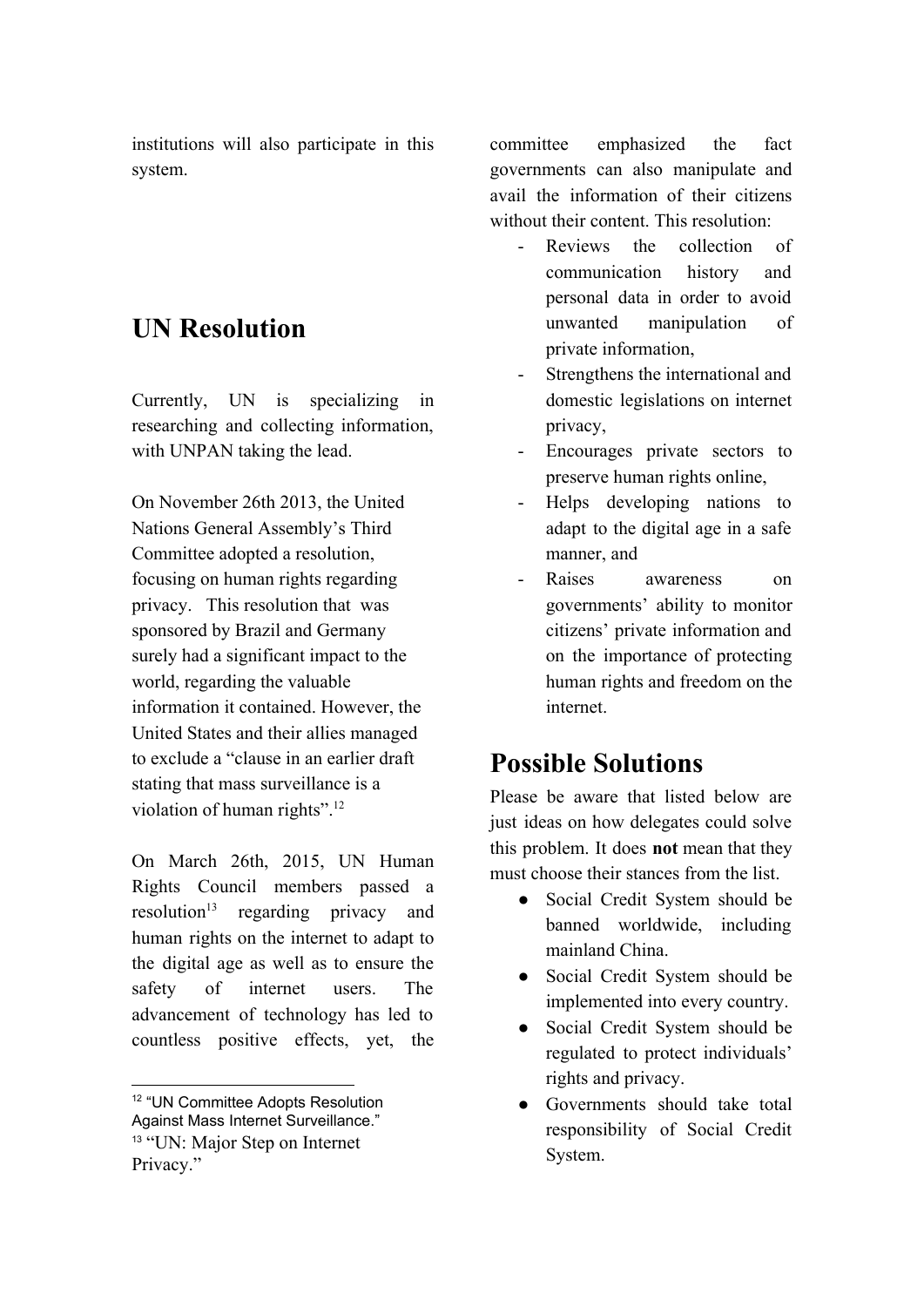institutions will also participate in this system.

## UN Resolution

Currently, UN is specializing in researching and collecting information, with UNPAN taking the lead.

On November 26th 2013, the United Nations General Assembly's Third Committee adopted a resolution, focusing on human rights regarding privacy. This resolution that was sponsored by Brazil and Germany surely had a significant impact to the world, regarding the valuable information it contained. However, the United States and their allies managed to exclude a "clause in an earlier draft stating that mass surveillance is a violation of human rights".[12]

On March 26th, 2015, UN Human Rights Council members passed a resolution[13] regarding privacy and human rights on the internet to adapt to the digital age as well as to ensure the safety of internet users. The advancement of technology has led to countless positive effects, yet, the committee emphasized the fact governments can also manipulate and avail the information of their citizens without their content. This resolution:

- Reviews the collection of communication history and personal data in order to avoid unwanted manipulation of private information,
- Strengthens the international and domestic legislations on internet privacy,
- Encourages private sectors to preserve human rights online,
- Helps developing nations to adapt to the digital age in a safe manner, and
- Raises awareness on governments' ability to monitor citizens' private information and on the importance of protecting human rights and freedom on the internet.

## Possible Solutions

Please be aware that listed below are just ideas on how delegates could solve this problem. It does **not** mean that they must choose their stances from the list.

- Social Credit System should be banned worldwide, including mainland China.
- Social Credit System should be implemented into every country.
- Social Credit System should be regulated to protect individuals' rights and privacy.
- Governments should take total responsibility of Social Credit System.

[12] "UN Committee Adopts Resolution Against Mass Internet Surveillance."
[13] "UN: Major Step on Internet Privacy."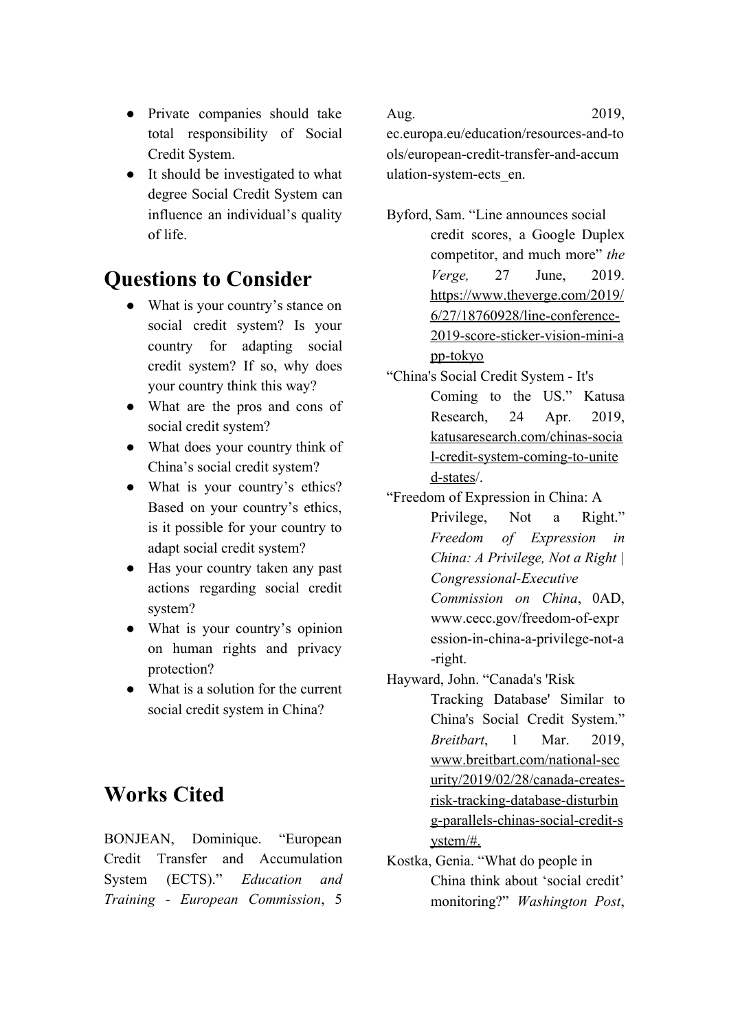- Private companies should take total responsibility of Social Credit System.
- It should be investigated to what degree Social Credit System can influence an individual's quality of life.

## Questions to Consider

- What is your country's stance on social credit system? Is your country for adapting social credit system? If so, why does your country think this way?
- What are the pros and cons of social credit system?
- What does your country think of China's social credit system?
- What is your country's ethics? Based on your country's ethics, is it possible for your country to adapt social credit system?
- Has your country taken any past actions regarding social credit system?
- What is your country's opinion on human rights and privacy protection?
- What is a solution for the current social credit system in China?

## Works Cited

BONJEAN, Dominique. "European Credit Transfer and Accumulation System (ECTS)." *Education and Training - European Commission*, 5 Aug. 2019, ec.europa.eu/education/resources-and-tools/european-credit-transfer-and-accumulation-system-ects_en.

Byford, Sam. "Line announces social credit scores, a Google Duplex competitor, and much more" *the Verge,* 27 June, 2019. https://www.theverge.com/2019/6/27/18760928/line-conference-2019-score-sticker-vision-mini-app-tokyo

"China's Social Credit System - It's Coming to the US." Katusa Research, 24 Apr. 2019, katusaresearch.com/chinas-social-credit-system-coming-to-united-states/.

"Freedom of Expression in China: A Privilege, Not a Right." *Freedom of Expression in China: A Privilege, Not a Right | Congressional-Executive Commission on China*, 0AD, www.cecc.gov/freedom-of-expression-in-china-a-privilege-not-a-right.

Hayward, John. "Canada's 'Risk Tracking Database' Similar to China's Social Credit System." *Breitbart*, 1 Mar. 2019, www.breitbart.com/national-security/2019/02/28/canada-creates-risk-tracking-database-disturbing-parallels-chinas-social-credit-system/#.

Kostka, Genia. "What do people in China think about 'social credit' monitoring?" *Washington Post*,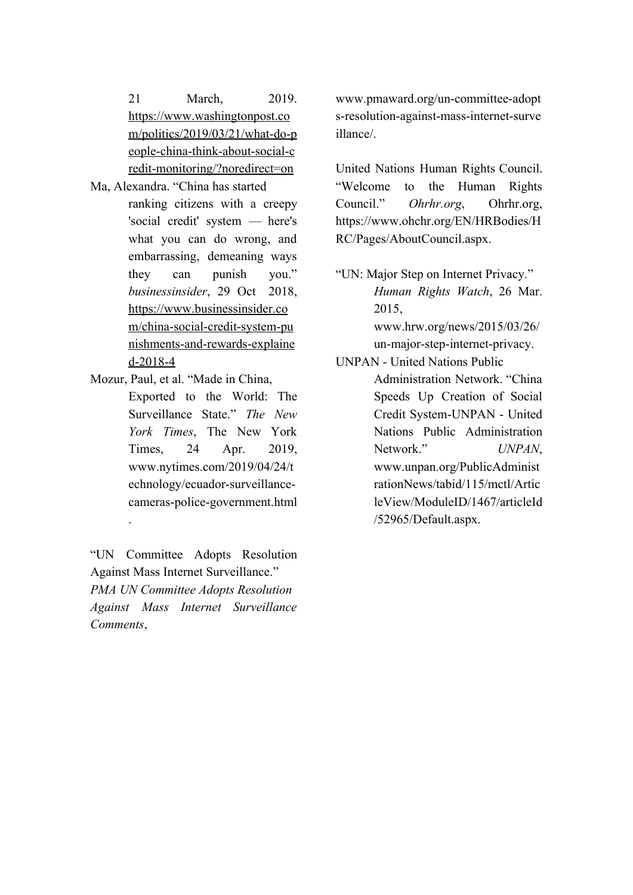21 March, 2019. https://www.washingtonpost.com/politics/2019/03/21/what-do-people-china-think-about-social-credit-monitoring/?noredirect=on

Ma, Alexandra. "China has started ranking citizens with a creepy 'social credit' system — here's what you can do wrong, and embarrassing, demeaning ways they can punish you." *businessinsider*, 29 Oct 2018, https://www.businessinsider.com/china-social-credit-system-punishments-and-rewards-explained-2018-4

Mozur, Paul, et al. "Made in China, Exported to the World: The Surveillance State." *The New York Times*, The New York Times, 24 Apr. 2019, www.nytimes.com/2019/04/24/technology/ecuador-surveillance-cameras-police-government.html.

"UN Committee Adopts Resolution Against Mass Internet Surveillance." *PMA UN Committee Adopts Resolution Against Mass Internet Surveillance Comments*, www.pmaward.org/un-committee-adopts-resolution-against-mass-internet-surveillance/.

United Nations Human Rights Council. "Welcome to the Human Rights Council." *Ohrhr.org*, Ohrhr.org, https://www.ohchr.org/EN/HRBodies/HRC/Pages/AboutCouncil.aspx.

"UN: Major Step on Internet Privacy." *Human Rights Watch*, 26 Mar. 2015, www.hrw.org/news/2015/03/26/un-major-step-internet-privacy.

UNPAN - United Nations Public Administration Network. "China Speeds Up Creation of Social Credit System-UNPAN - United Nations Public Administration Network." *UNPAN*, www.unpan.org/PublicAdministrationNews/tabid/115/mctl/ArticleView/ModuleID/1467/articleId/52965/Default.aspx.